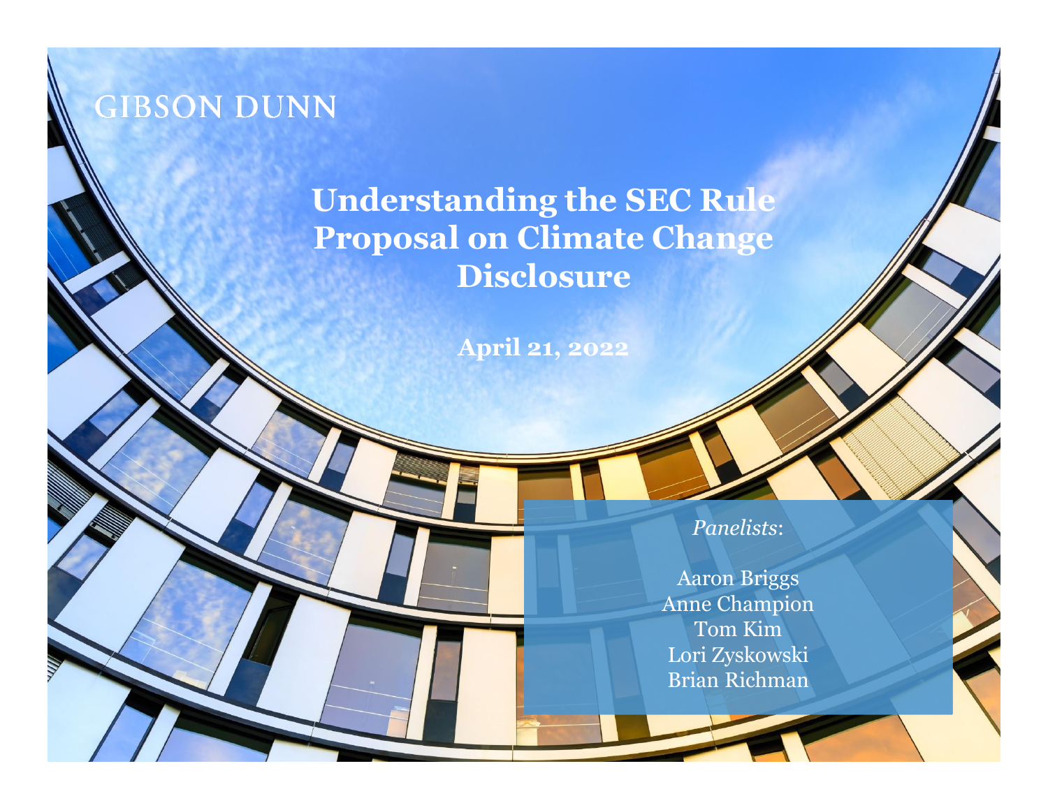GIBSON DUNN

# Understanding the SEC Rule Proposal on Climate Change Disclosure

**April 21, 2022**

*Panelists*:

Aaron Briggs
Anne Champion
Tom Kim
Lori Zyskowski
Brian Richman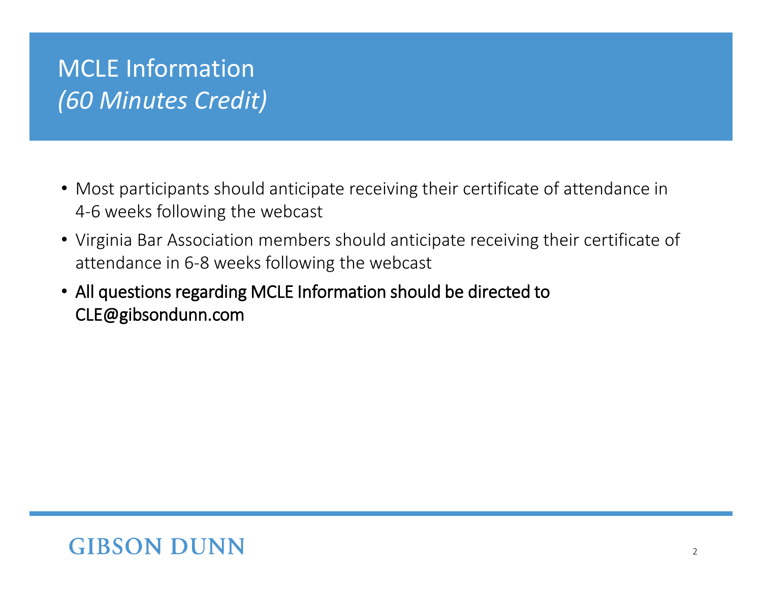# MCLE Information
*(60 Minutes Credit)*

- Most participants should anticipate receiving their certificate of attendance in 4-6 weeks following the webcast
- Virginia Bar Association members should anticipate receiving their certificate of attendance in 6-8 weeks following the webcast
- All questions regarding MCLE Information should be directed to CLE@gibsondunn.com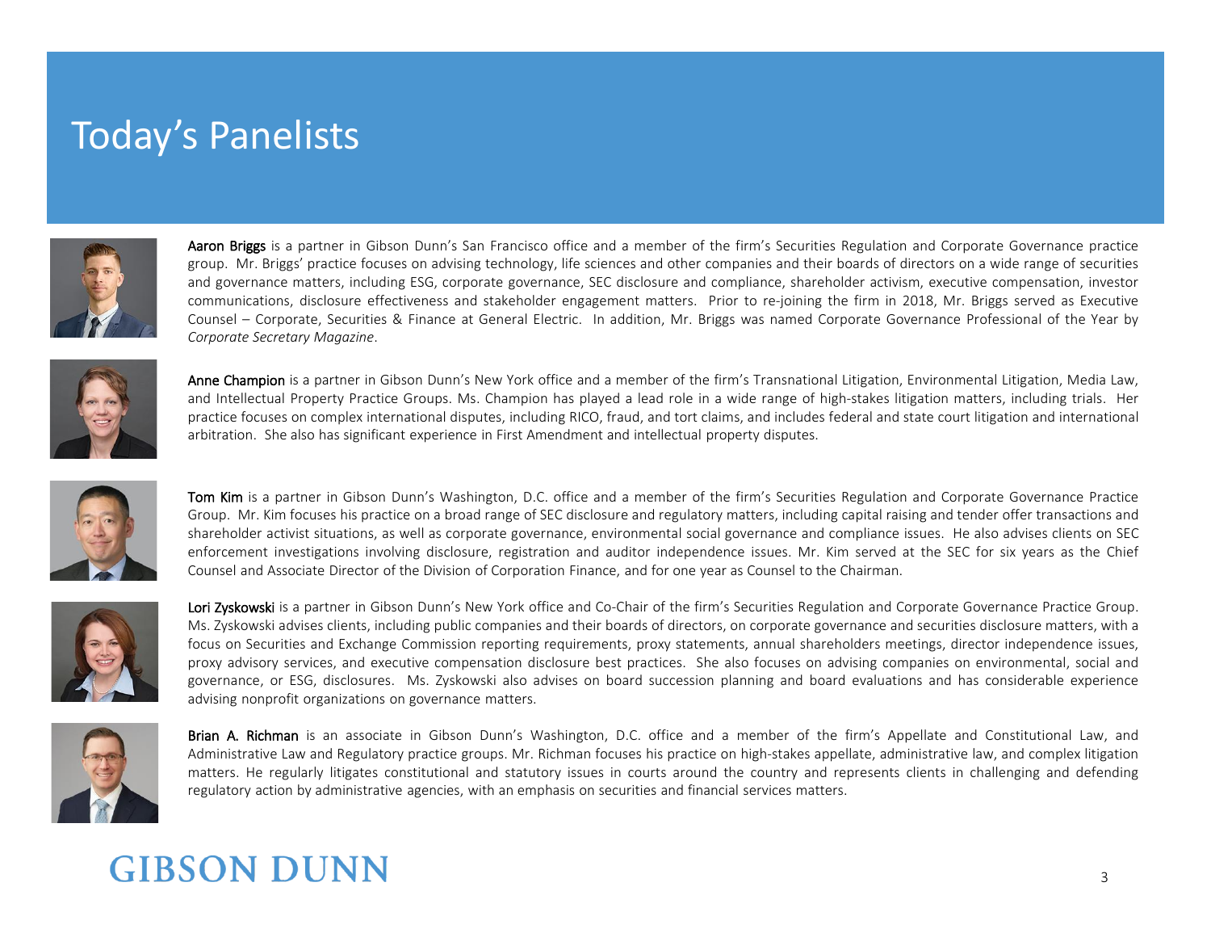# Today's Panelists

**Aaron Briggs** is a partner in Gibson Dunn's San Francisco office and a member of the firm's Securities Regulation and Corporate Governance practice group. Mr. Briggs' practice focuses on advising technology, life sciences and other companies and their boards of directors on a wide range of securities and governance matters, including ESG, corporate governance, SEC disclosure and compliance, shareholder activism, executive compensation, investor communications, disclosure effectiveness and stakeholder engagement matters. Prior to re-joining the firm in 2018, Mr. Briggs served as Executive Counsel – Corporate, Securities & Finance at General Electric. In addition, Mr. Briggs was named Corporate Governance Professional of the Year by *Corporate Secretary Magazine*.

**Anne Champion** is a partner in Gibson Dunn's New York office and a member of the firm's Transnational Litigation, Environmental Litigation, Media Law, and Intellectual Property Practice Groups. Ms. Champion has played a lead role in a wide range of high-stakes litigation matters, including trials. Her practice focuses on complex international disputes, including RICO, fraud, and tort claims, and includes federal and state court litigation and international arbitration. She also has significant experience in First Amendment and intellectual property disputes.

**Tom Kim** is a partner in Gibson Dunn's Washington, D.C. office and a member of the firm's Securities Regulation and Corporate Governance Practice Group. Mr. Kim focuses his practice on a broad range of SEC disclosure and regulatory matters, including capital raising and tender offer transactions and shareholder activist situations, as well as corporate governance, environmental social governance and compliance issues. He also advises clients on SEC enforcement investigations involving disclosure, registration and auditor independence issues. Mr. Kim served at the SEC for six years as the Chief Counsel and Associate Director of the Division of Corporation Finance, and for one year as Counsel to the Chairman.

**Lori Zyskowski** is a partner in Gibson Dunn's New York office and Co-Chair of the firm's Securities Regulation and Corporate Governance Practice Group. Ms. Zyskowski advises clients, including public companies and their boards of directors, on corporate governance and securities disclosure matters, with a focus on Securities and Exchange Commission reporting requirements, proxy statements, annual shareholders meetings, director independence issues, proxy advisory services, and executive compensation disclosure best practices. She also focuses on advising companies on environmental, social and governance, or ESG, disclosures. Ms. Zyskowski also advises on board succession planning and board evaluations and has considerable experience advising nonprofit organizations on governance matters.

**Brian A. Richman** is an associate in Gibson Dunn's Washington, D.C. office and a member of the firm's Appellate and Constitutional Law, and Administrative Law and Regulatory practice groups. Mr. Richman focuses his practice on high-stakes appellate, administrative law, and complex litigation matters. He regularly litigates constitutional and statutory issues in courts around the country and represents clients in challenging and defending regulatory action by administrative agencies, with an emphasis on securities and financial services matters.

GIBSON DUNN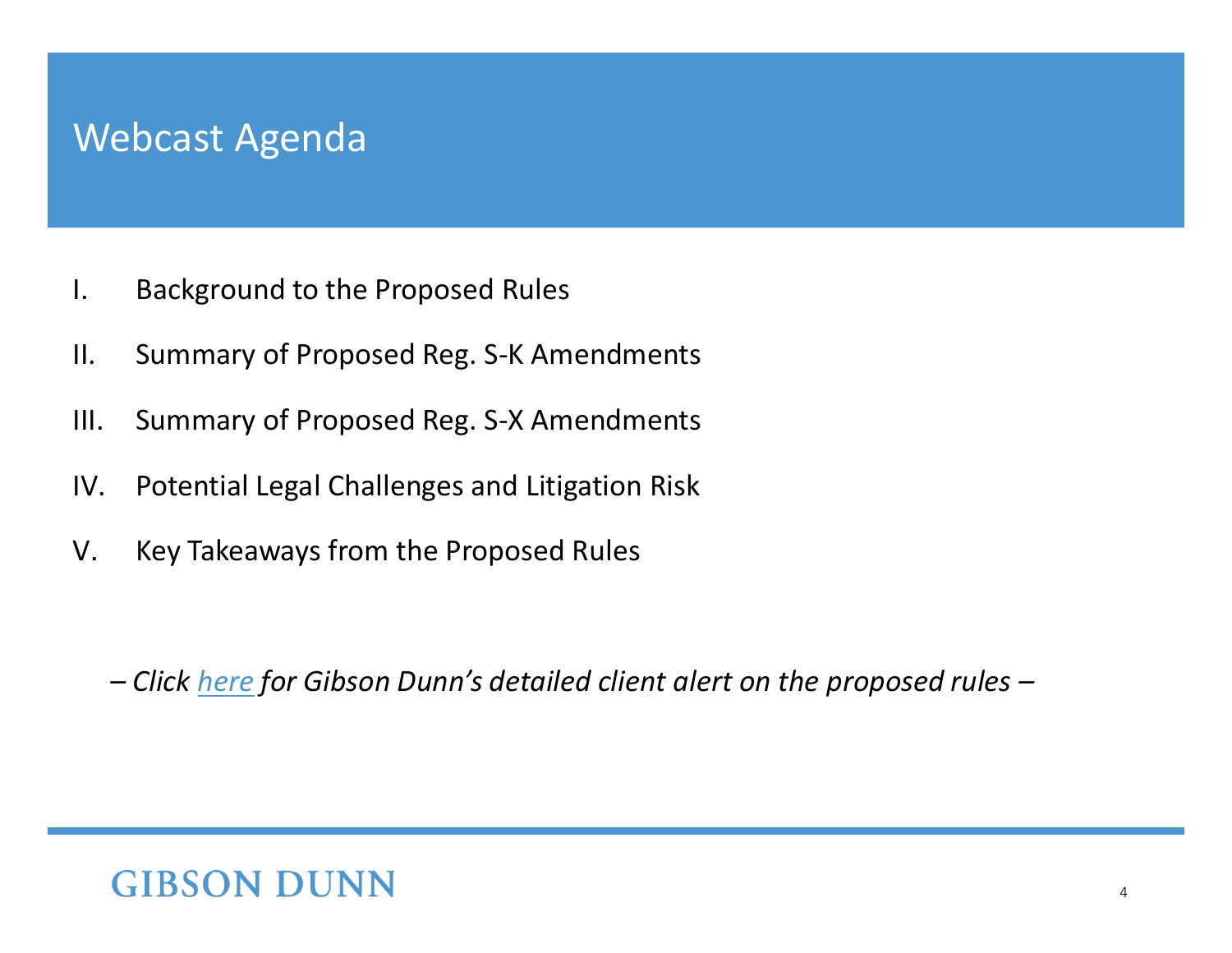# Webcast Agenda

I. Background to the Proposed Rules

II. Summary of Proposed Reg. S-K Amendments

III. Summary of Proposed Reg. S-X Amendments

IV. Potential Legal Challenges and Litigation Risk

V. Key Takeaways from the Proposed Rules

*– Click here for Gibson Dunn's detailed client alert on the proposed rules –*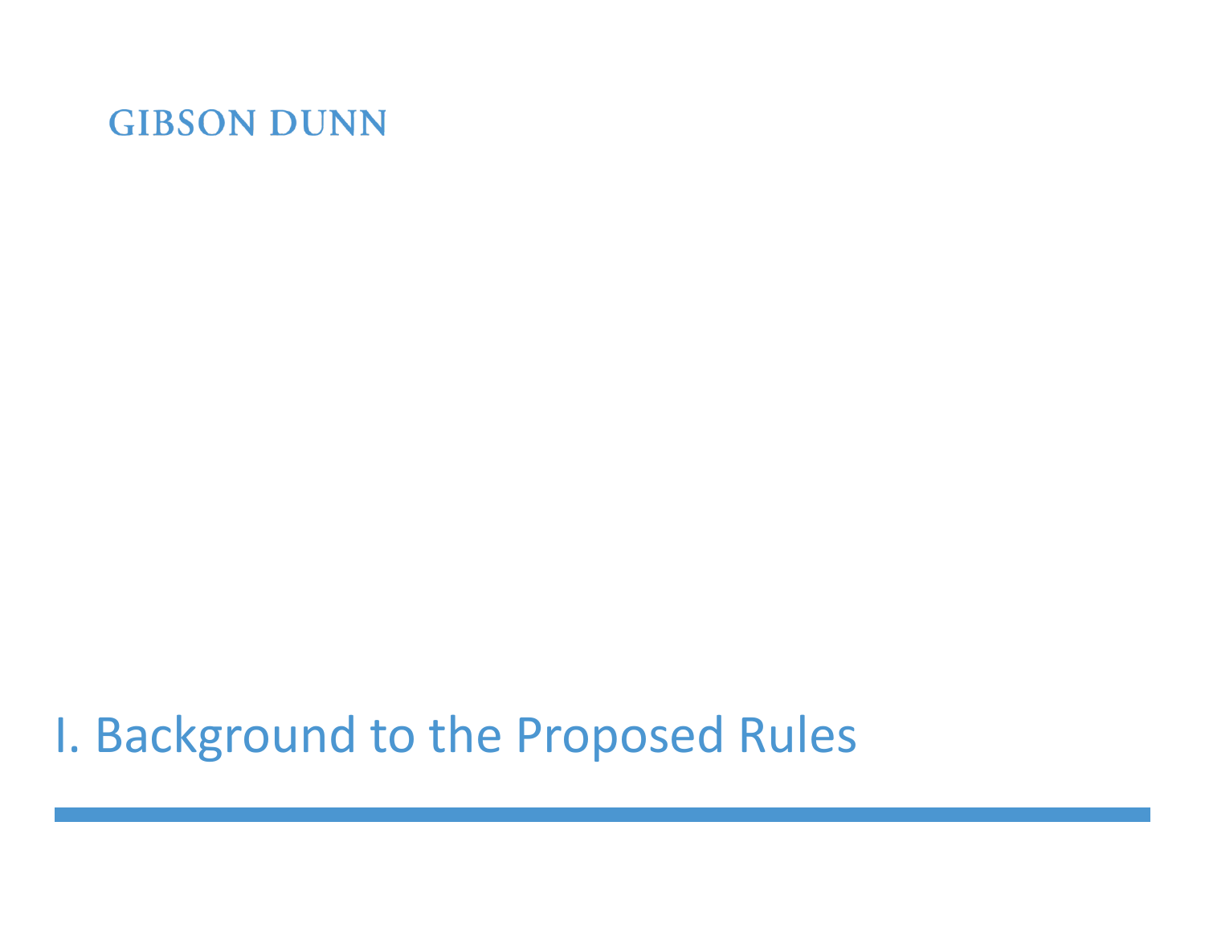# I. Background to the Proposed Rules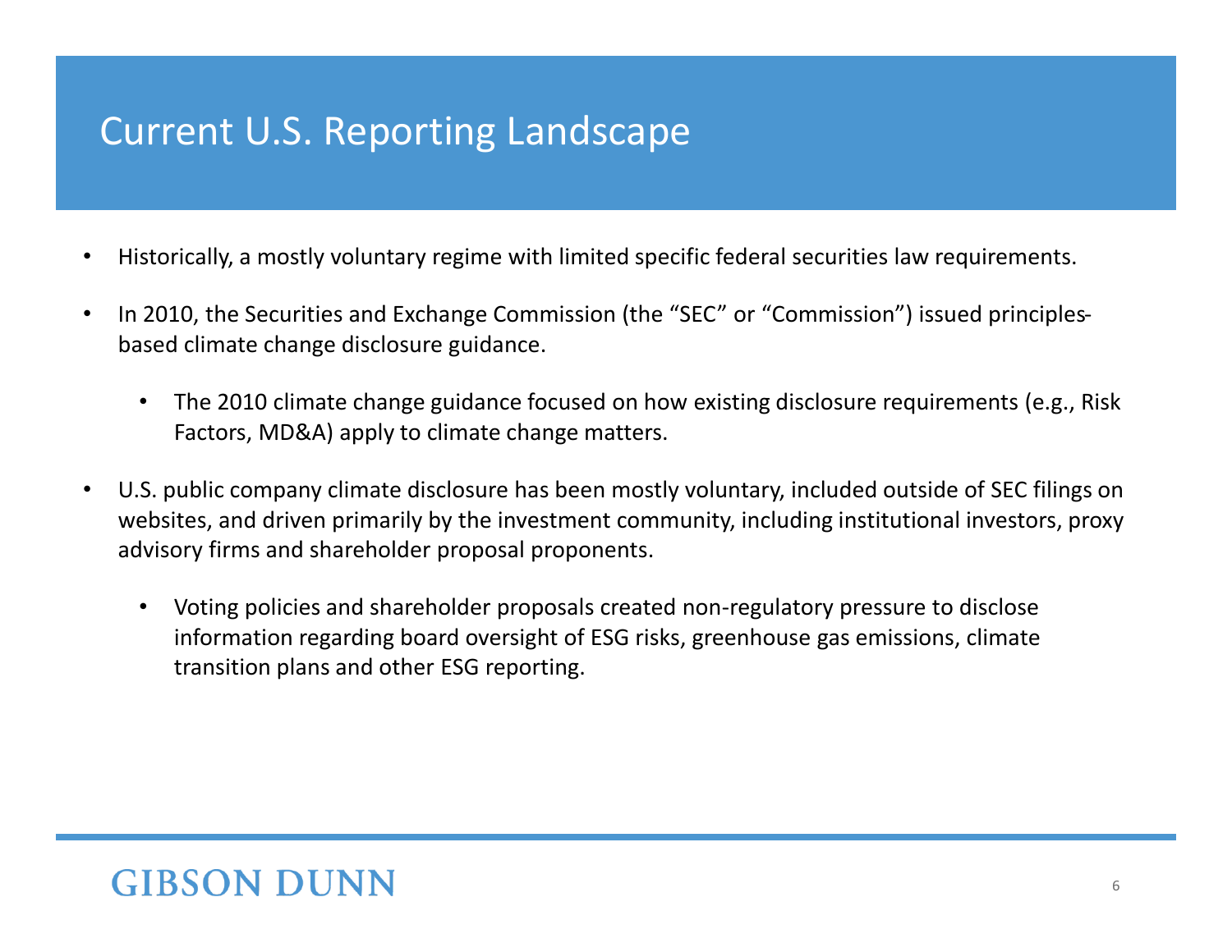# Current U.S. Reporting Landscape

- Historically, a mostly voluntary regime with limited specific federal securities law requirements.
- In 2010, the Securities and Exchange Commission (the "SEC" or "Commission") issued principles-based climate change disclosure guidance.
  - The 2010 climate change guidance focused on how existing disclosure requirements (e.g., Risk Factors, MD&A) apply to climate change matters.
- U.S. public company climate disclosure has been mostly voluntary, included outside of SEC filings on websites, and driven primarily by the investment community, including institutional investors, proxy advisory firms and shareholder proposal proponents.
  - Voting policies and shareholder proposals created non-regulatory pressure to disclose information regarding board oversight of ESG risks, greenhouse gas emissions, climate transition plans and other ESG reporting.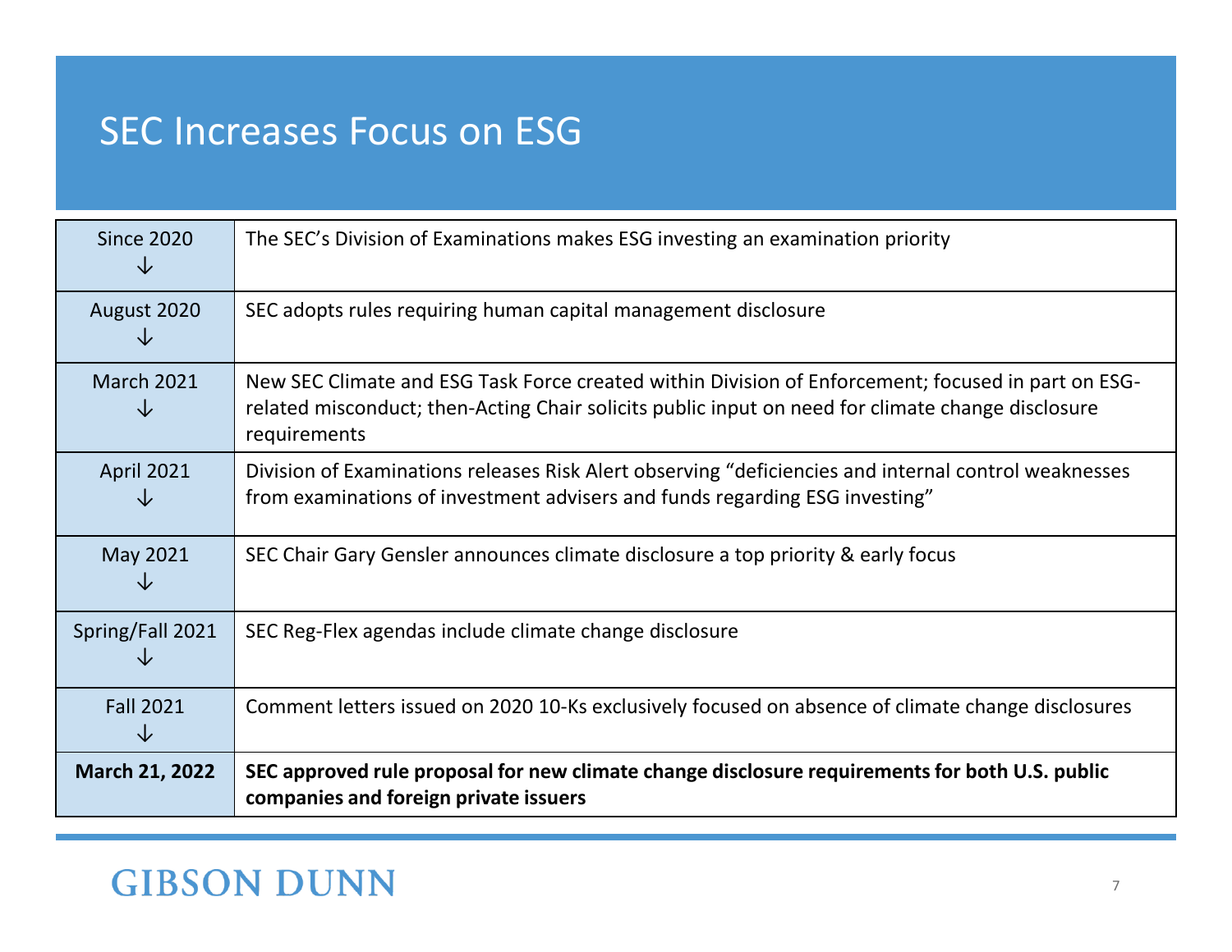# SEC Increases Focus on ESG

| | |
|---|---|
| Since 2020 ↓ | The SEC's Division of Examinations makes ESG investing an examination priority |
| August 2020 ↓ | SEC adopts rules requiring human capital management disclosure |
| March 2021 ↓ | New SEC Climate and ESG Task Force created within Division of Enforcement; focused in part on ESG-related misconduct; then-Acting Chair solicits public input on need for climate change disclosure requirements |
| April 2021 ↓ | Division of Examinations releases Risk Alert observing "deficiencies and internal control weaknesses from examinations of investment advisers and funds regarding ESG investing" |
| May 2021 ↓ | SEC Chair Gary Gensler announces climate disclosure a top priority & early focus |
| Spring/Fall 2021 ↓ | SEC Reg-Flex agendas include climate change disclosure |
| Fall 2021 ↓ | Comment letters issued on 2020 10-Ks exclusively focused on absence of climate change disclosures |
| **March 21, 2022** | **SEC approved rule proposal for new climate change disclosure requirements for both U.S. public companies and foreign private issuers** |

GIBSON DUNN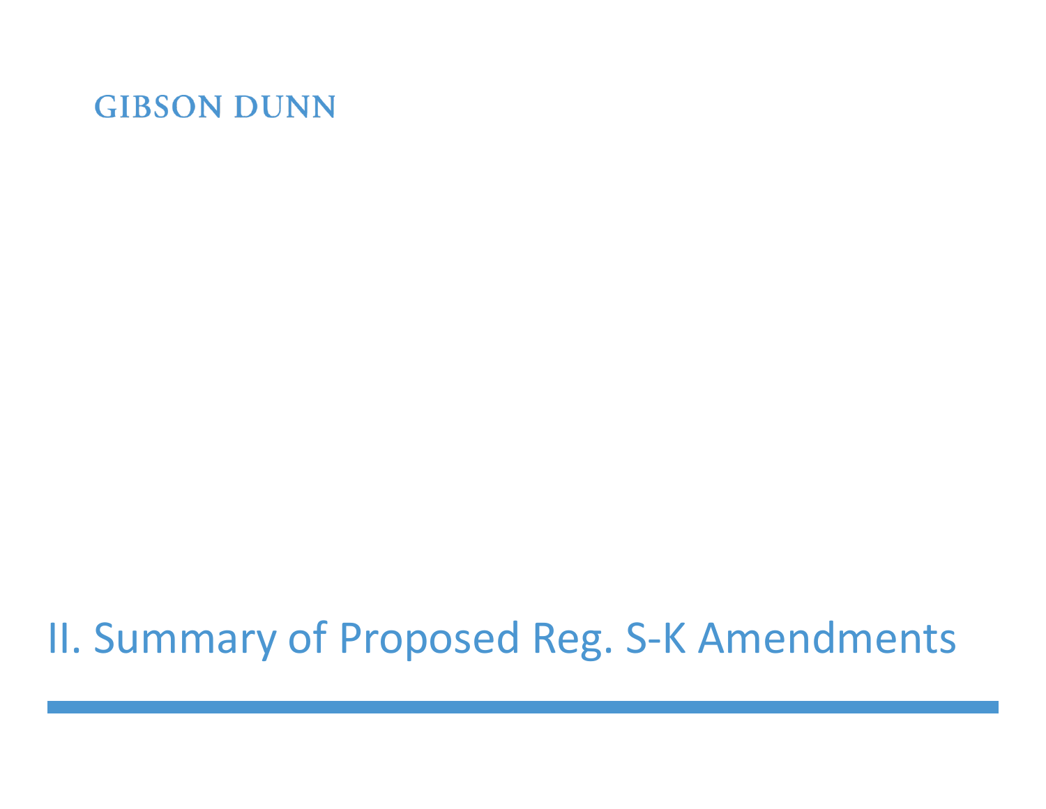# II. Summary of Proposed Reg. S-K Amendments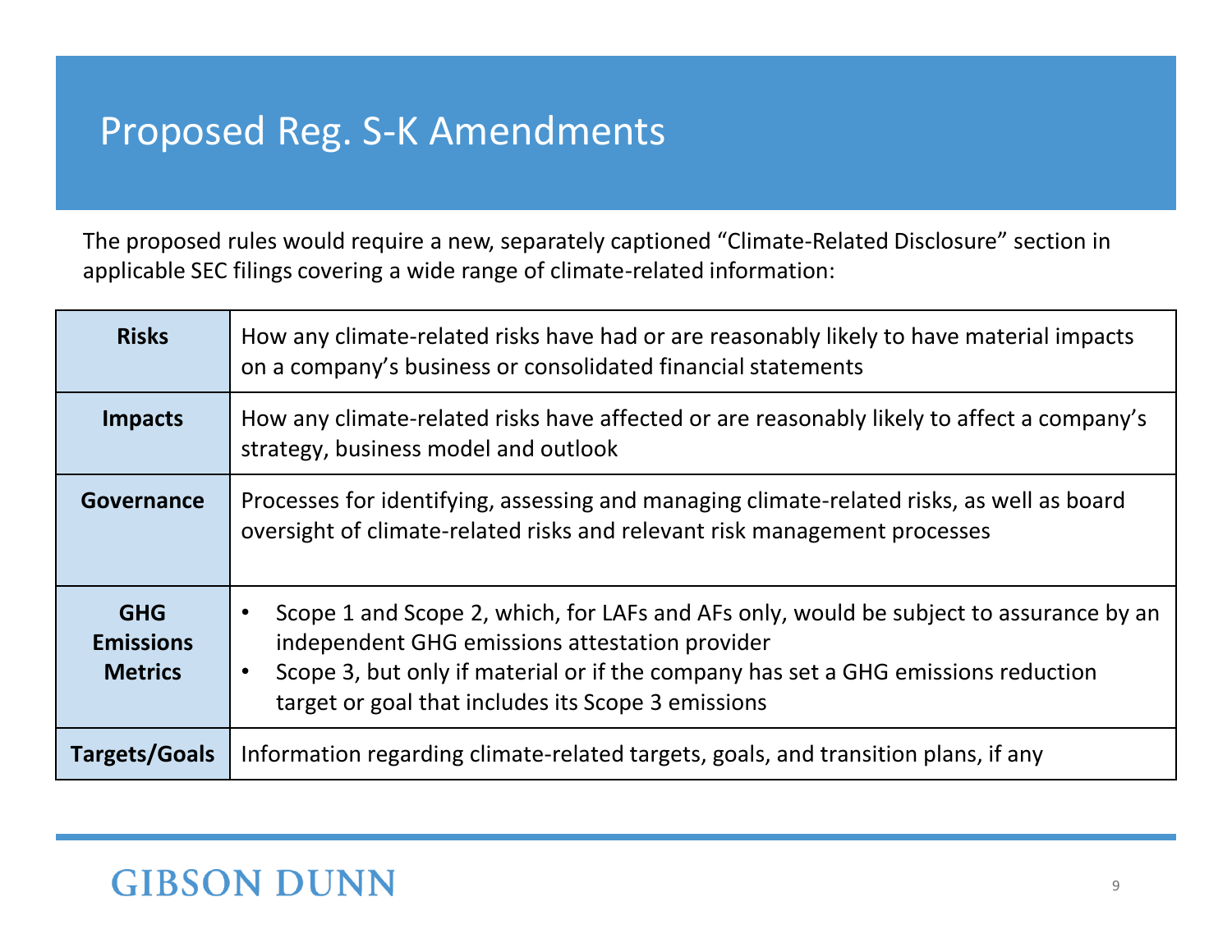# Proposed Reg. S-K Amendments

The proposed rules would require a new, separately captioned "Climate-Related Disclosure" section in applicable SEC filings covering a wide range of climate-related information:

| | |
|---|---|
| **Risks** | How any climate-related risks have had or are reasonably likely to have material impacts on a company's business or consolidated financial statements |
| **Impacts** | How any climate-related risks have affected or are reasonably likely to affect a company's strategy, business model and outlook |
| **Governance** | Processes for identifying, assessing and managing climate-related risks, as well as board oversight of climate-related risks and relevant risk management processes |
| **GHG Emissions Metrics** | • Scope 1 and Scope 2, which, for LAFs and AFs only, would be subject to assurance by an independent GHG emissions attestation provider<br>• Scope 3, but only if material or if the company has set a GHG emissions reduction target or goal that includes its Scope 3 emissions |
| **Targets/Goals** | Information regarding climate-related targets, goals, and transition plans, if any |

GIBSON DUNN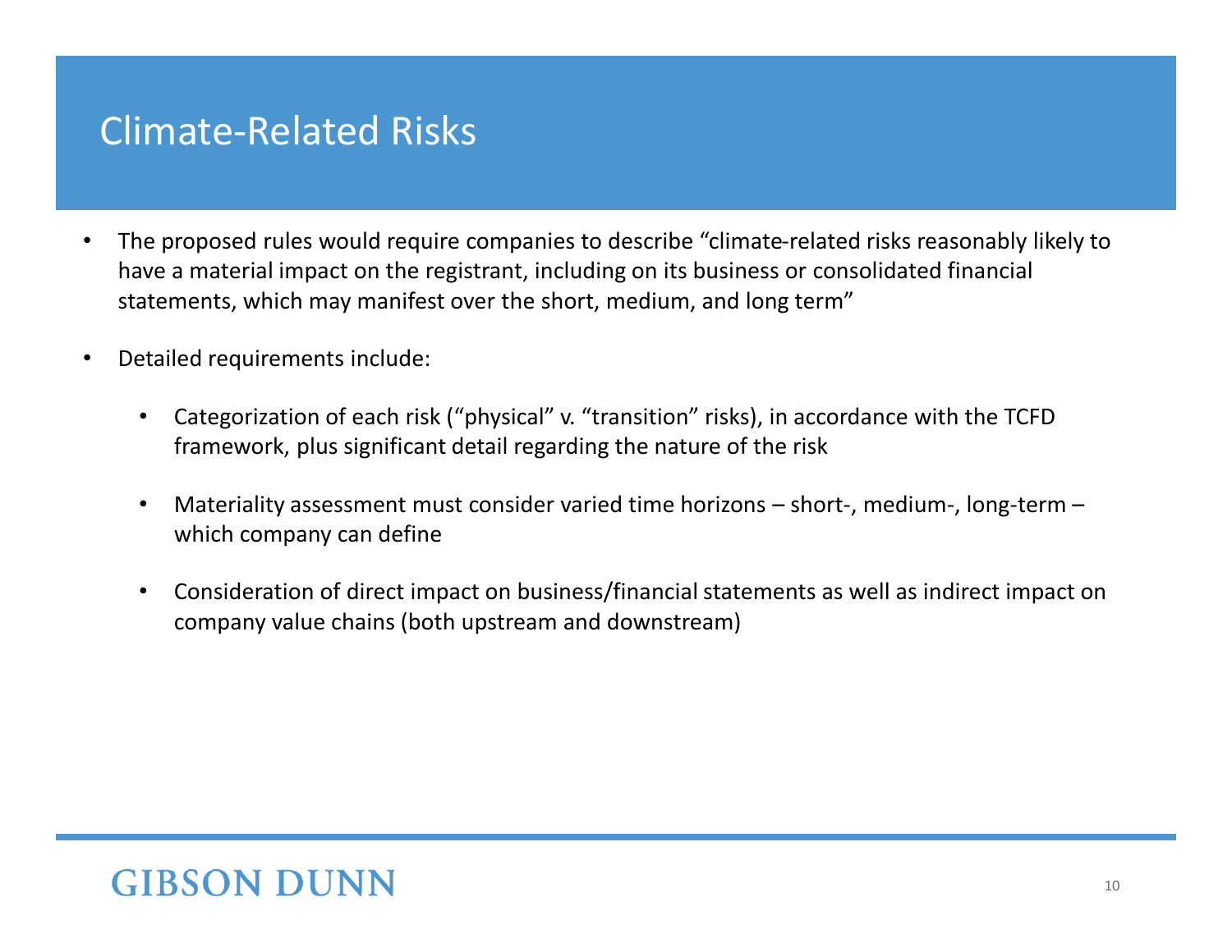# Climate-Related Risks

- The proposed rules would require companies to describe “climate-related risks reasonably likely to have a material impact on the registrant, including on its business or consolidated financial statements, which may manifest over the short, medium, and long term”
- Detailed requirements include:
  - Categorization of each risk (“physical” v. “transition” risks), in accordance with the TCFD framework, plus significant detail regarding the nature of the risk
  - Materiality assessment must consider varied time horizons – short-, medium-, long-term – which company can define
  - Consideration of direct impact on business/financial statements as well as indirect impact on company value chains (both upstream and downstream)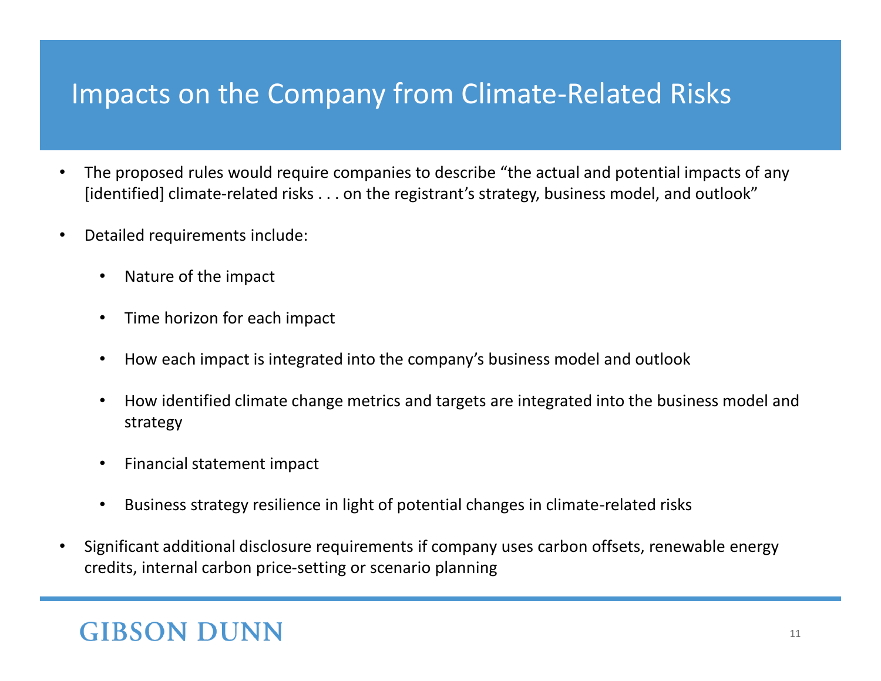# Impacts on the Company from Climate-Related Risks

- The proposed rules would require companies to describe "the actual and potential impacts of any [identified] climate-related risks . . . on the registrant's strategy, business model, and outlook"
- Detailed requirements include:
  - Nature of the impact
  - Time horizon for each impact
  - How each impact is integrated into the company's business model and outlook
  - How identified climate change metrics and targets are integrated into the business model and strategy
  - Financial statement impact
  - Business strategy resilience in light of potential changes in climate-related risks
- Significant additional disclosure requirements if company uses carbon offsets, renewable energy credits, internal carbon price-setting or scenario planning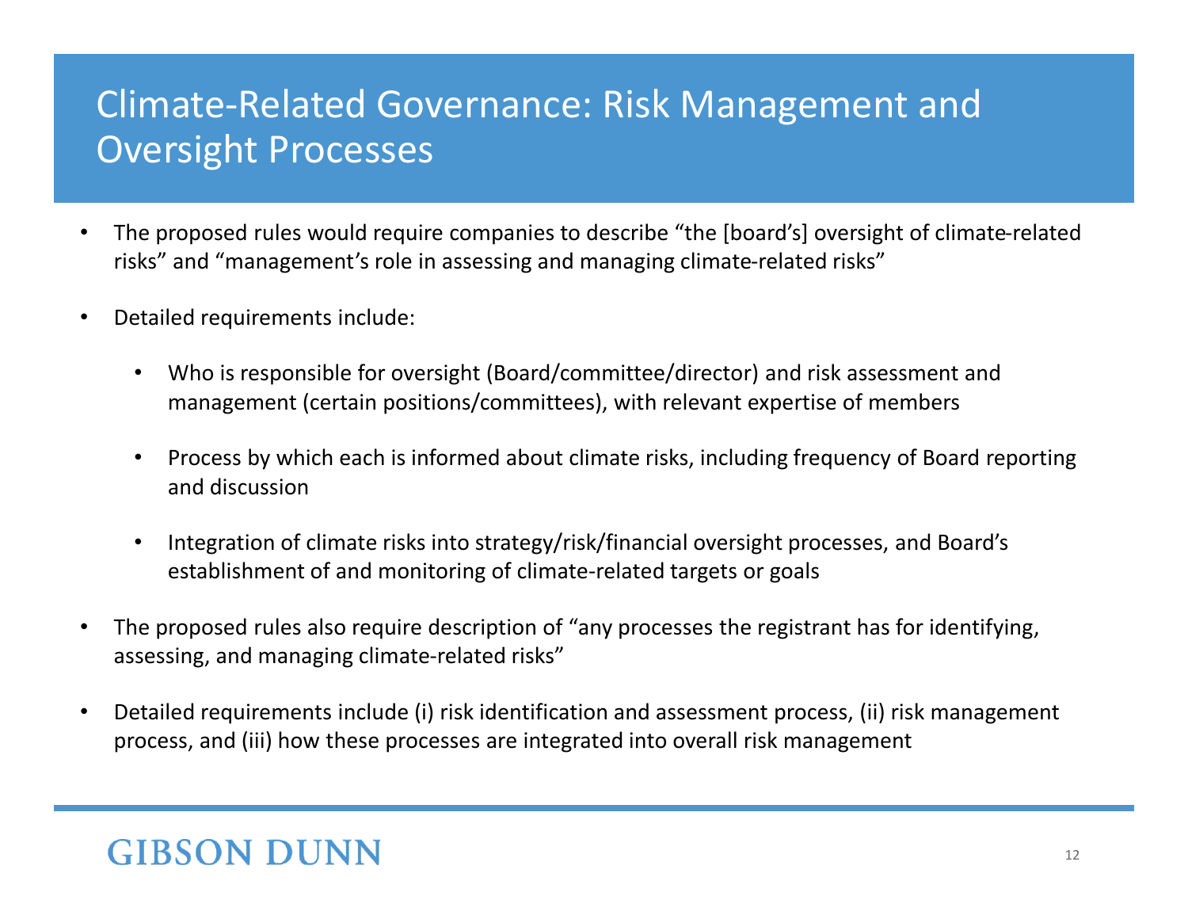# Climate-Related Governance: Risk Management and Oversight Processes

- The proposed rules would require companies to describe “the [board’s] oversight of climate-related risks” and “management’s role in assessing and managing climate-related risks”
- Detailed requirements include:
  - Who is responsible for oversight (Board/committee/director) and risk assessment and management (certain positions/committees), with relevant expertise of members
  - Process by which each is informed about climate risks, including frequency of Board reporting and discussion
  - Integration of climate risks into strategy/risk/financial oversight processes, and Board’s establishment of and monitoring of climate-related targets or goals
- The proposed rules also require description of “any processes the registrant has for identifying, assessing, and managing climate-related risks”
- Detailed requirements include (i) risk identification and assessment process, (ii) risk management process, and (iii) how these processes are integrated into overall risk management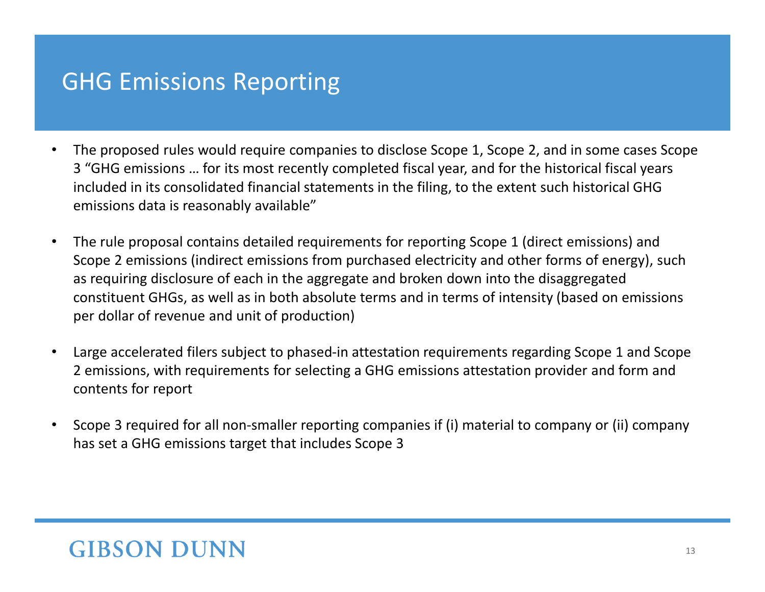# GHG Emissions Reporting

- The proposed rules would require companies to disclose Scope 1, Scope 2, and in some cases Scope 3 "GHG emissions … for its most recently completed fiscal year, and for the historical fiscal years included in its consolidated financial statements in the filing, to the extent such historical GHG emissions data is reasonably available"

- The rule proposal contains detailed requirements for reporting Scope 1 (direct emissions) and Scope 2 emissions (indirect emissions from purchased electricity and other forms of energy), such as requiring disclosure of each in the aggregate and broken down into the disaggregated constituent GHGs, as well as in both absolute terms and in terms of intensity (based on emissions per dollar of revenue and unit of production)

- Large accelerated filers subject to phased-in attestation requirements regarding Scope 1 and Scope 2 emissions, with requirements for selecting a GHG emissions attestation provider and form and contents for report

- Scope 3 required for all non-smaller reporting companies if (i) material to company or (ii) company has set a GHG emissions target that includes Scope 3

GIBSON DUNN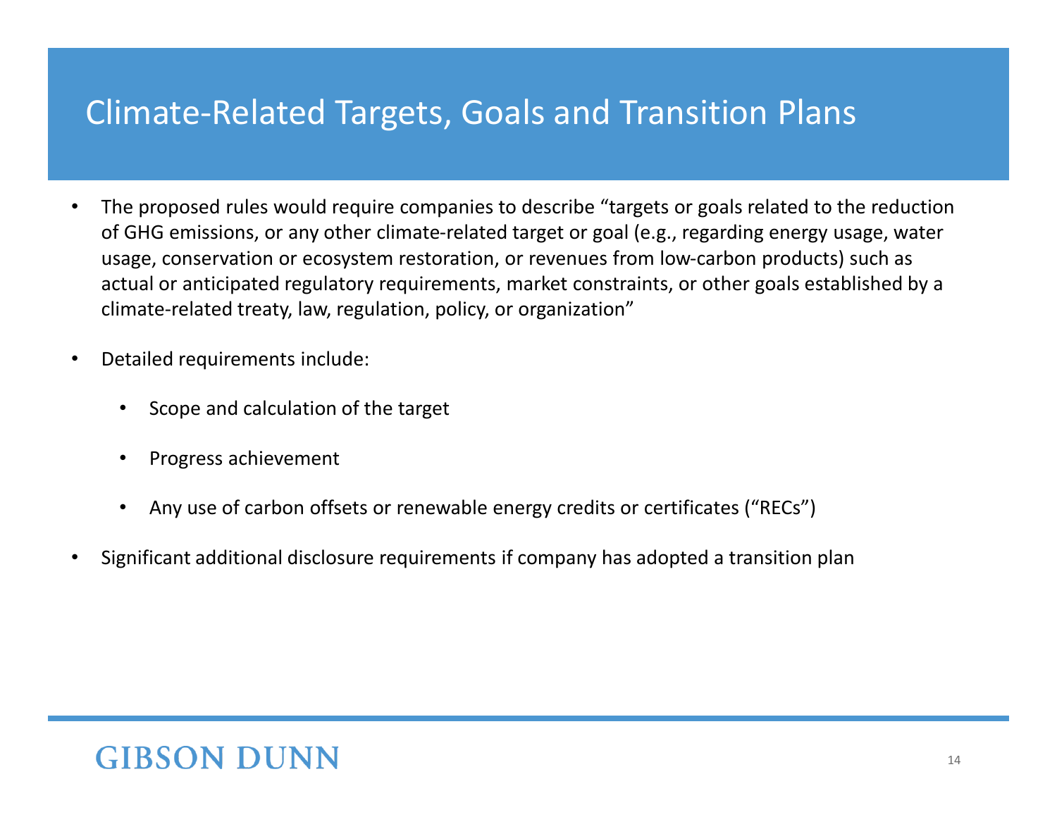# Climate-Related Targets, Goals and Transition Plans

- The proposed rules would require companies to describe "targets or goals related to the reduction of GHG emissions, or any other climate-related target or goal (e.g., regarding energy usage, water usage, conservation or ecosystem restoration, or revenues from low-carbon products) such as actual or anticipated regulatory requirements, market constraints, or other goals established by a climate-related treaty, law, regulation, policy, or organization"
- Detailed requirements include:
  - Scope and calculation of the target
  - Progress achievement
  - Any use of carbon offsets or renewable energy credits or certificates ("RECs")
- Significant additional disclosure requirements if company has adopted a transition plan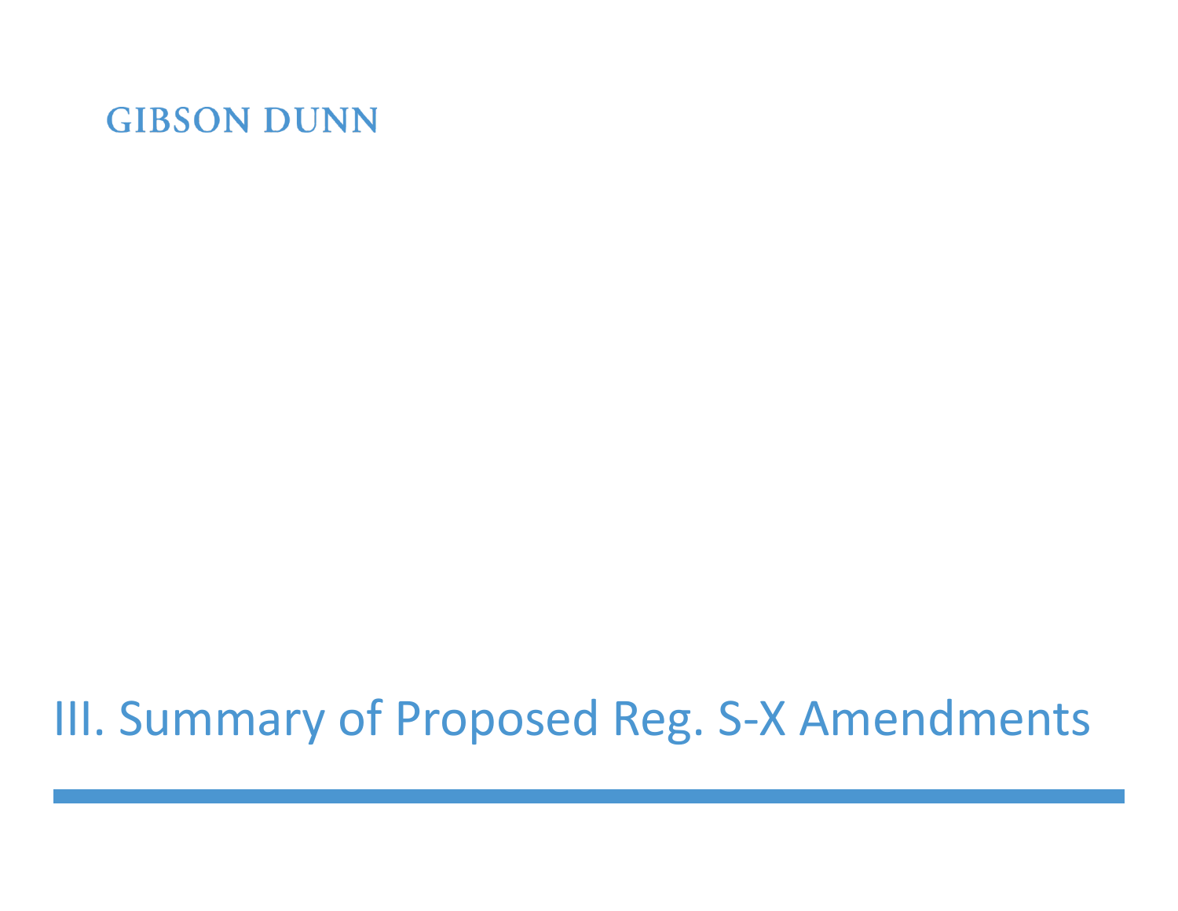GIBSON DUNN

# III. Summary of Proposed Reg. S-X Amendments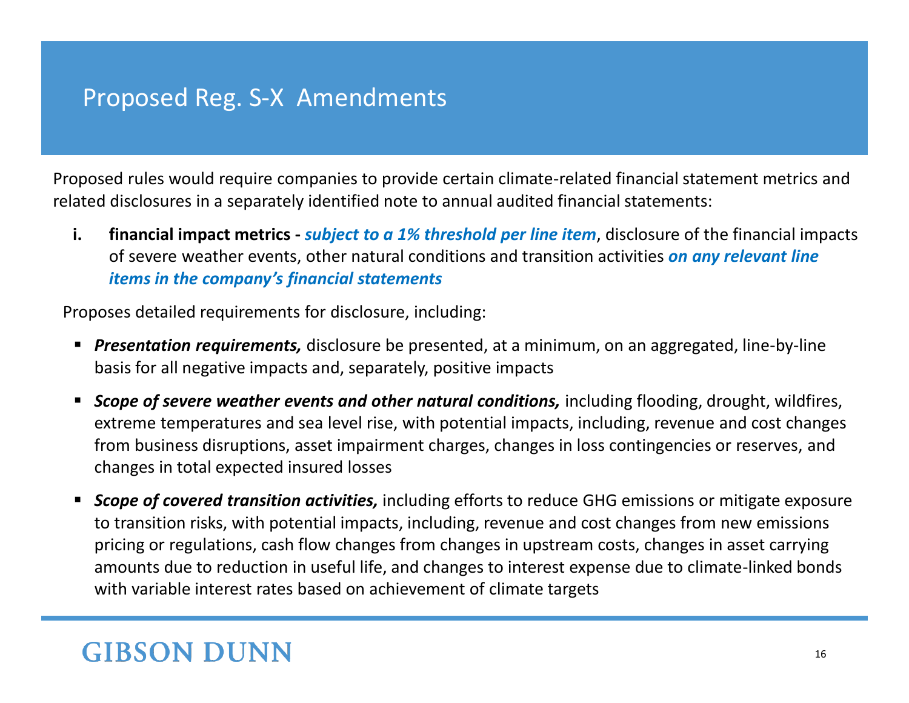# Proposed Reg. S-X Amendments

Proposed rules would require companies to provide certain climate-related financial statement metrics and related disclosures in a separately identified note to annual audited financial statements:

i. **financial impact metrics -** ***subject to a 1% threshold per line item***, disclosure of the financial impacts of severe weather events, other natural conditions and transition activities ***on any relevant line items in the company's financial statements***

Proposes detailed requirements for disclosure, including:

- ***Presentation requirements,*** disclosure be presented, at a minimum, on an aggregated, line-by-line basis for all negative impacts and, separately, positive impacts
- ***Scope of severe weather events and other natural conditions,*** including flooding, drought, wildfires, extreme temperatures and sea level rise, with potential impacts, including, revenue and cost changes from business disruptions, asset impairment charges, changes in loss contingencies or reserves, and changes in total expected insured losses
- ***Scope of covered transition activities,*** including efforts to reduce GHG emissions or mitigate exposure to transition risks, with potential impacts, including, revenue and cost changes from new emissions pricing or regulations, cash flow changes from changes in upstream costs, changes in asset carrying amounts due to reduction in useful life, and changes to interest expense due to climate-linked bonds with variable interest rates based on achievement of climate targets

GIBSON DUNN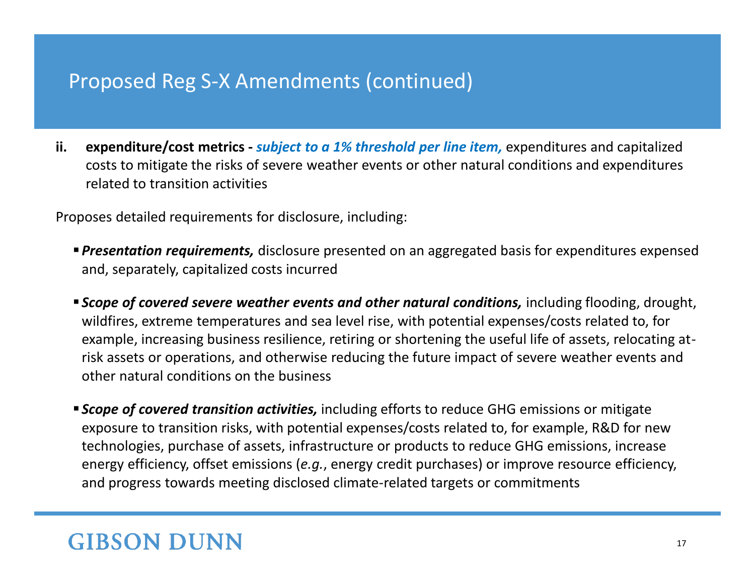# Proposed Reg S-X Amendments (continued)

ii. **expenditure/cost metrics -** ***subject to a 1% threshold per line item,*** expenditures and capitalized costs to mitigate the risks of severe weather events or other natural conditions and expenditures related to transition activities

Proposes detailed requirements for disclosure, including:

- ***Presentation requirements,*** disclosure presented on an aggregated basis for expenditures expensed and, separately, capitalized costs incurred
- ***Scope of covered severe weather events and other natural conditions,*** including flooding, drought, wildfires, extreme temperatures and sea level rise, with potential expenses/costs related to, for example, increasing business resilience, retiring or shortening the useful life of assets, relocating at-risk assets or operations, and otherwise reducing the future impact of severe weather events and other natural conditions on the business
- ***Scope of covered transition activities,*** including efforts to reduce GHG emissions or mitigate exposure to transition risks, with potential expenses/costs related to, for example, R&D for new technologies, purchase of assets, infrastructure or products to reduce GHG emissions, increase energy efficiency, offset emissions (*e.g.*, energy credit purchases) or improve resource efficiency, and progress towards meeting disclosed climate-related targets or commitments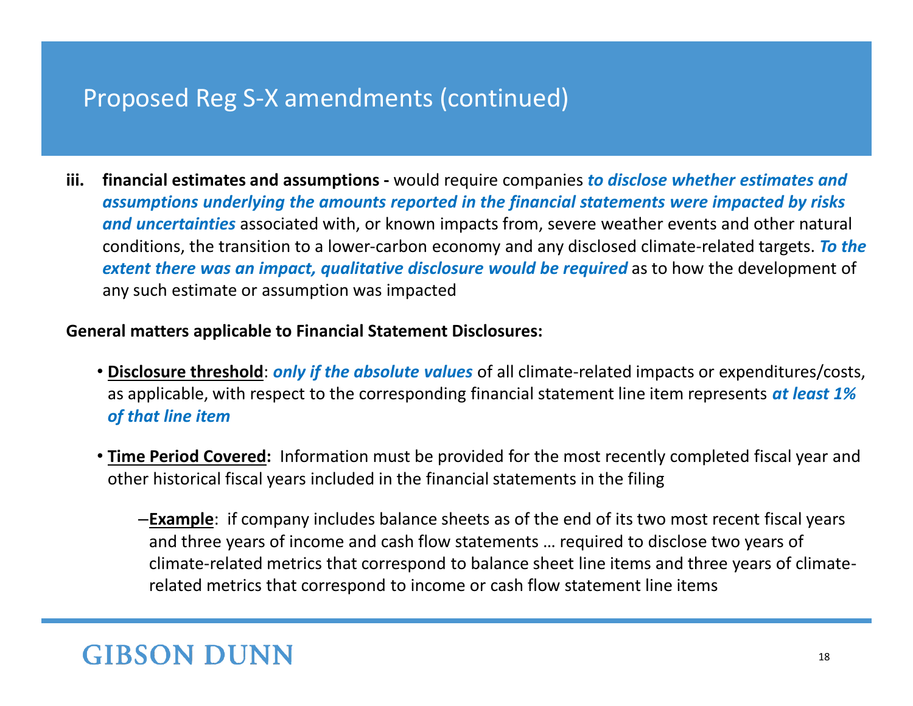# Proposed Reg S-X amendments (continued)

iii. **financial estimates and assumptions -** would require companies ***to disclose whether estimates and assumptions underlying the amounts reported in the financial statements were impacted by risks and uncertainties*** associated with, or known impacts from, severe weather events and other natural conditions, the transition to a lower-carbon economy and any disclosed climate-related targets. ***To the extent there was an impact, qualitative disclosure would be required*** as to how the development of any such estimate or assumption was impacted

**General matters applicable to Financial Statement Disclosures:**

- **Disclosure threshold**: ***only if the absolute values*** of all climate-related impacts or expenditures/costs, as applicable, with respect to the corresponding financial statement line item represents ***at least 1% of that line item***

- **Time Period Covered:** Information must be provided for the most recently completed fiscal year and other historical fiscal years included in the financial statements in the filing

  – **Example**: if company includes balance sheets as of the end of its two most recent fiscal years and three years of income and cash flow statements … required to disclose two years of climate-related metrics that correspond to balance sheet line items and three years of climate-related metrics that correspond to income or cash flow statement line items

GIBSON DUNN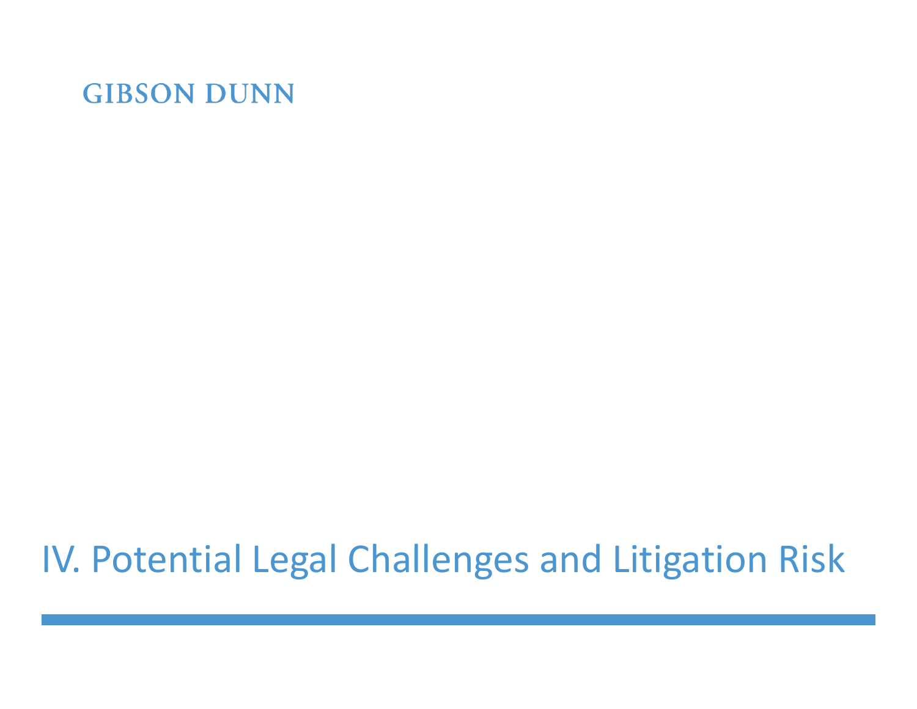# IV. Potential Legal Challenges and Litigation Risk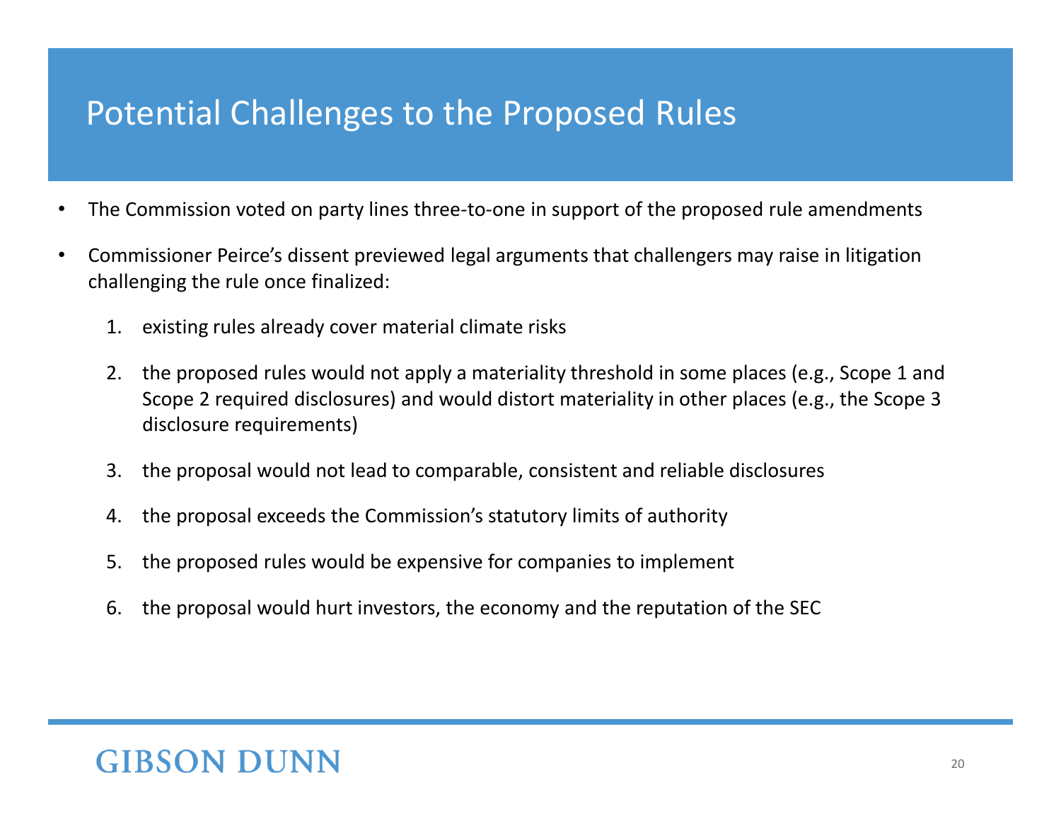# Potential Challenges to the Proposed Rules

- The Commission voted on party lines three-to-one in support of the proposed rule amendments
- Commissioner Peirce's dissent previewed legal arguments that challengers may raise in litigation challenging the rule once finalized:
  1. existing rules already cover material climate risks
  2. the proposed rules would not apply a materiality threshold in some places (e.g., Scope 1 and Scope 2 required disclosures) and would distort materiality in other places (e.g., the Scope 3 disclosure requirements)
  3. the proposal would not lead to comparable, consistent and reliable disclosures
  4. the proposal exceeds the Commission's statutory limits of authority
  5. the proposed rules would be expensive for companies to implement
  6. the proposal would hurt investors, the economy and the reputation of the SEC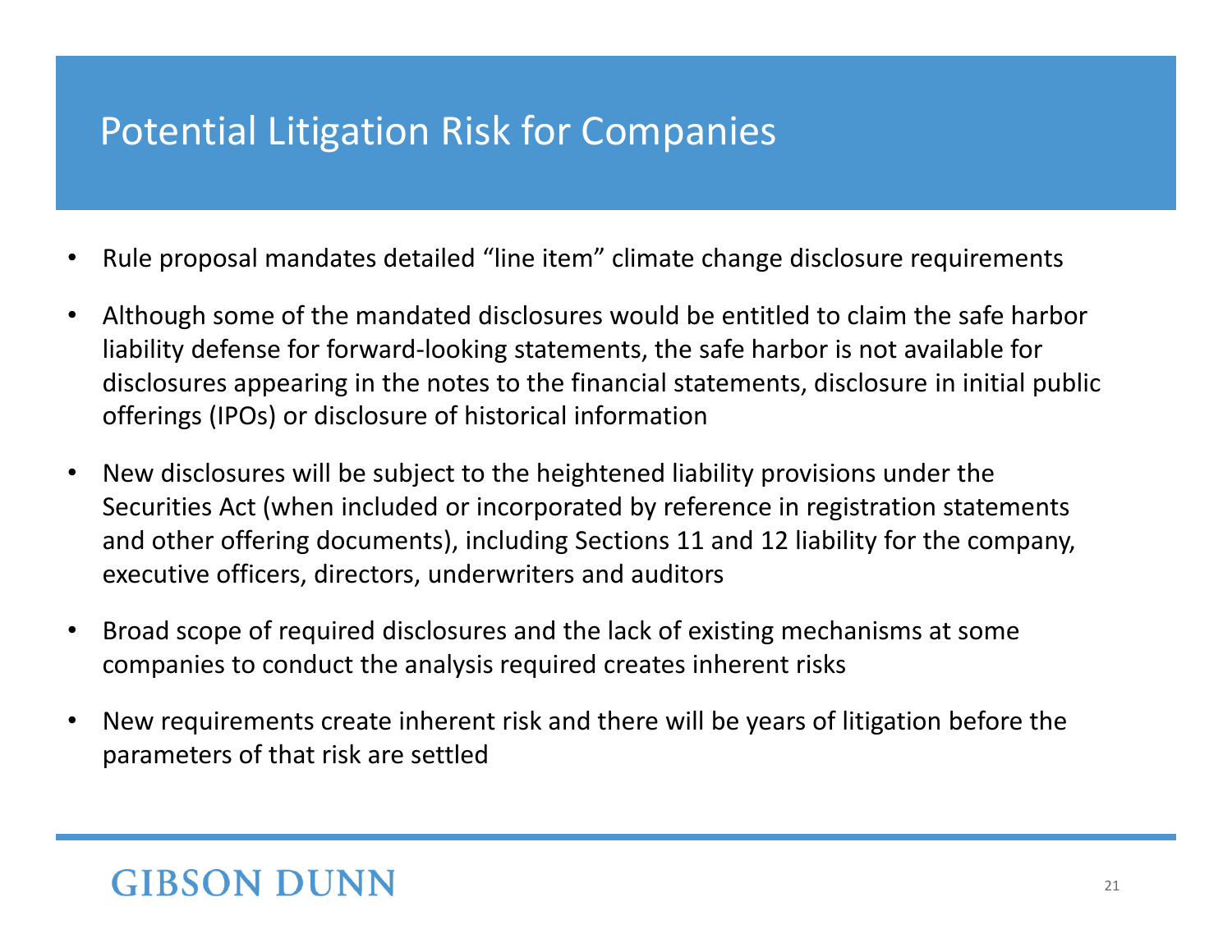# Potential Litigation Risk for Companies

- Rule proposal mandates detailed "line item" climate change disclosure requirements
- Although some of the mandated disclosures would be entitled to claim the safe harbor liability defense for forward-looking statements, the safe harbor is not available for disclosures appearing in the notes to the financial statements, disclosure in initial public offerings (IPOs) or disclosure of historical information
- New disclosures will be subject to the heightened liability provisions under the Securities Act (when included or incorporated by reference in registration statements and other offering documents), including Sections 11 and 12 liability for the company, executive officers, directors, underwriters and auditors
- Broad scope of required disclosures and the lack of existing mechanisms at some companies to conduct the analysis required creates inherent risks
- New requirements create inherent risk and there will be years of litigation before the parameters of that risk are settled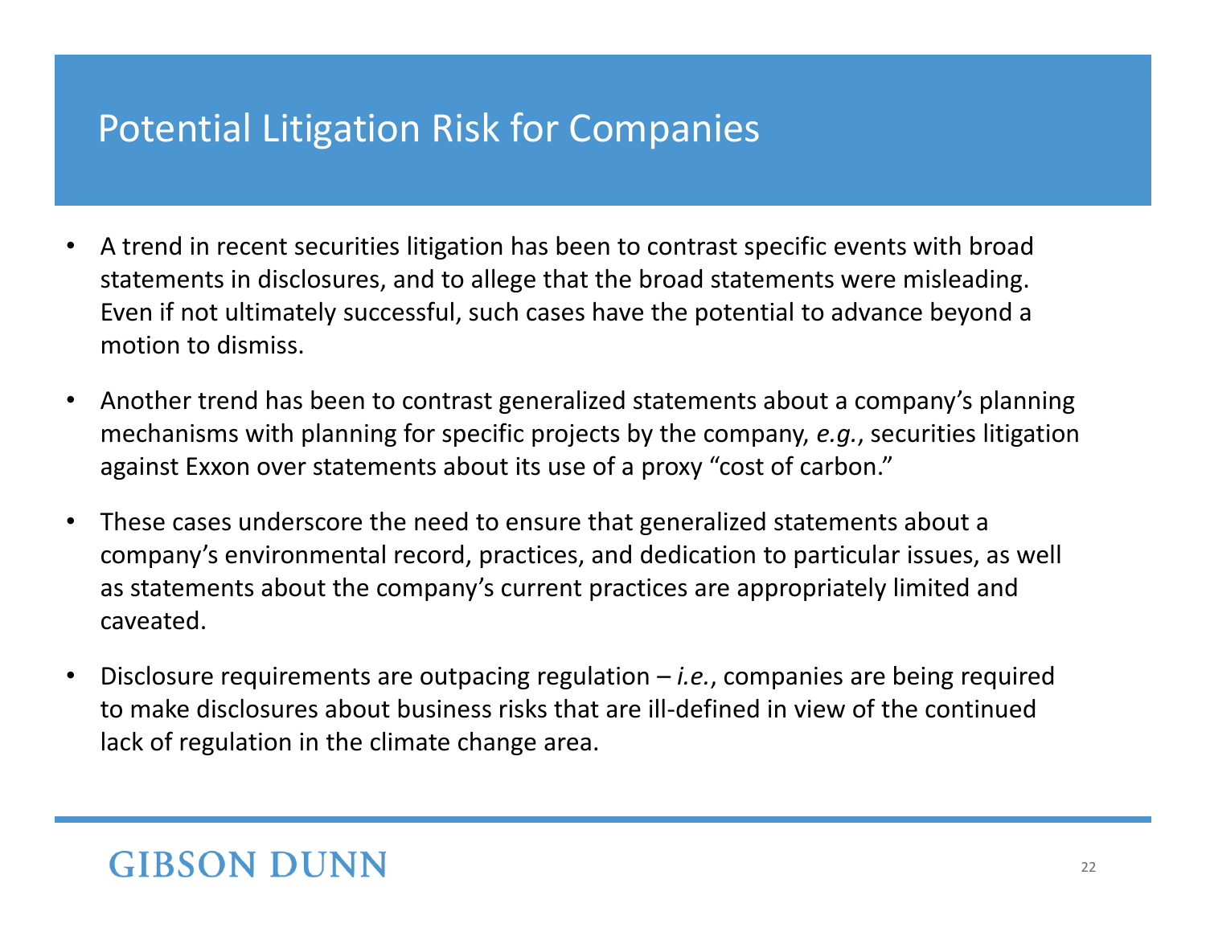# Potential Litigation Risk for Companies

- A trend in recent securities litigation has been to contrast specific events with broad statements in disclosures, and to allege that the broad statements were misleading. Even if not ultimately successful, such cases have the potential to advance beyond a motion to dismiss.
- Another trend has been to contrast generalized statements about a company's planning mechanisms with planning for specific projects by the company, *e.g.*, securities litigation against Exxon over statements about its use of a proxy "cost of carbon."
- These cases underscore the need to ensure that generalized statements about a company's environmental record, practices, and dedication to particular issues, as well as statements about the company's current practices are appropriately limited and caveated.
- Disclosure requirements are outpacing regulation – *i.e.*, companies are being required to make disclosures about business risks that are ill-defined in view of the continued lack of regulation in the climate change area.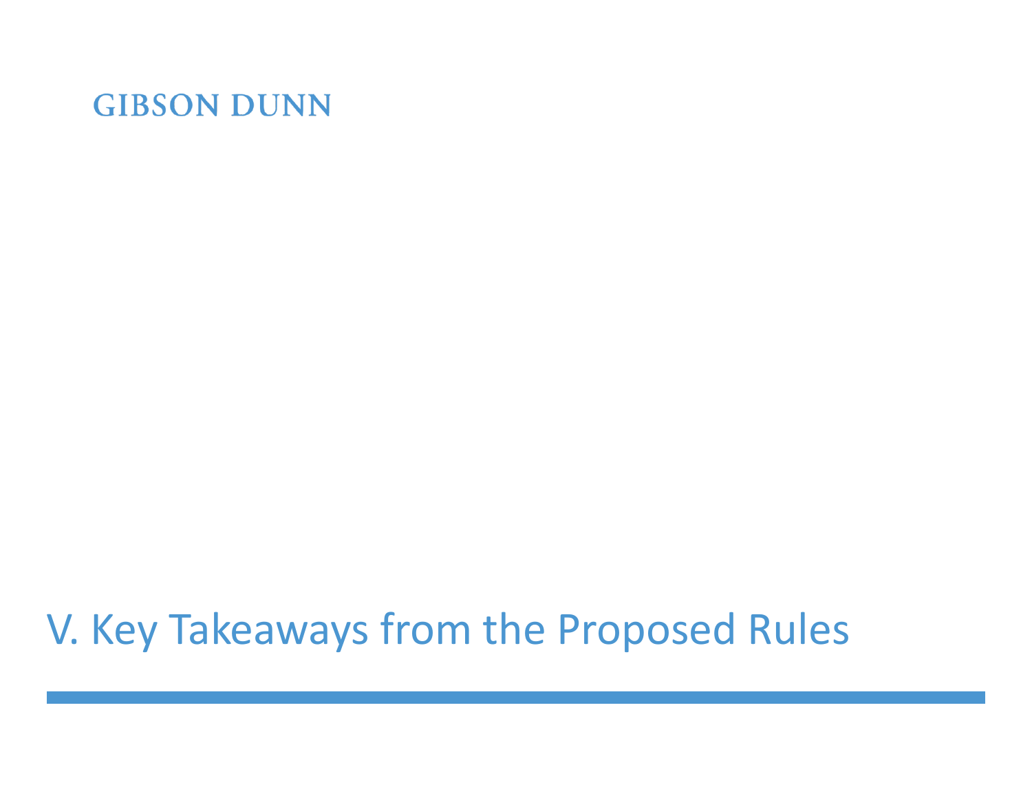# V. Key Takeaways from the Proposed Rules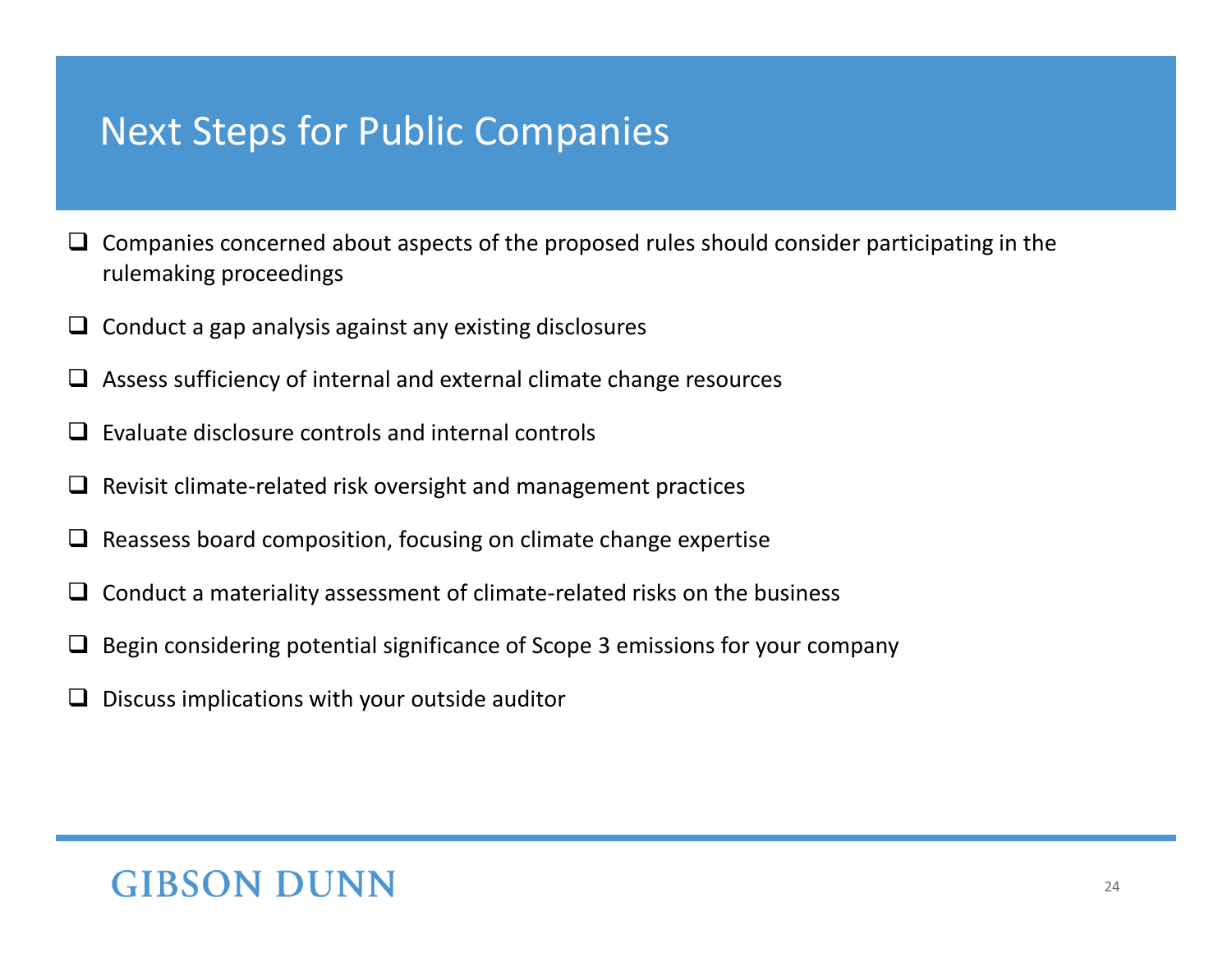# Next Steps for Public Companies

- [ ] Companies concerned about aspects of the proposed rules should consider participating in the rulemaking proceedings
- [ ] Conduct a gap analysis against any existing disclosures
- [ ] Assess sufficiency of internal and external climate change resources
- [ ] Evaluate disclosure controls and internal controls
- [ ] Revisit climate-related risk oversight and management practices
- [ ] Reassess board composition, focusing on climate change expertise
- [ ] Conduct a materiality assessment of climate-related risks on the business
- [ ] Begin considering potential significance of Scope 3 emissions for your company
- [ ] Discuss implications with your outside auditor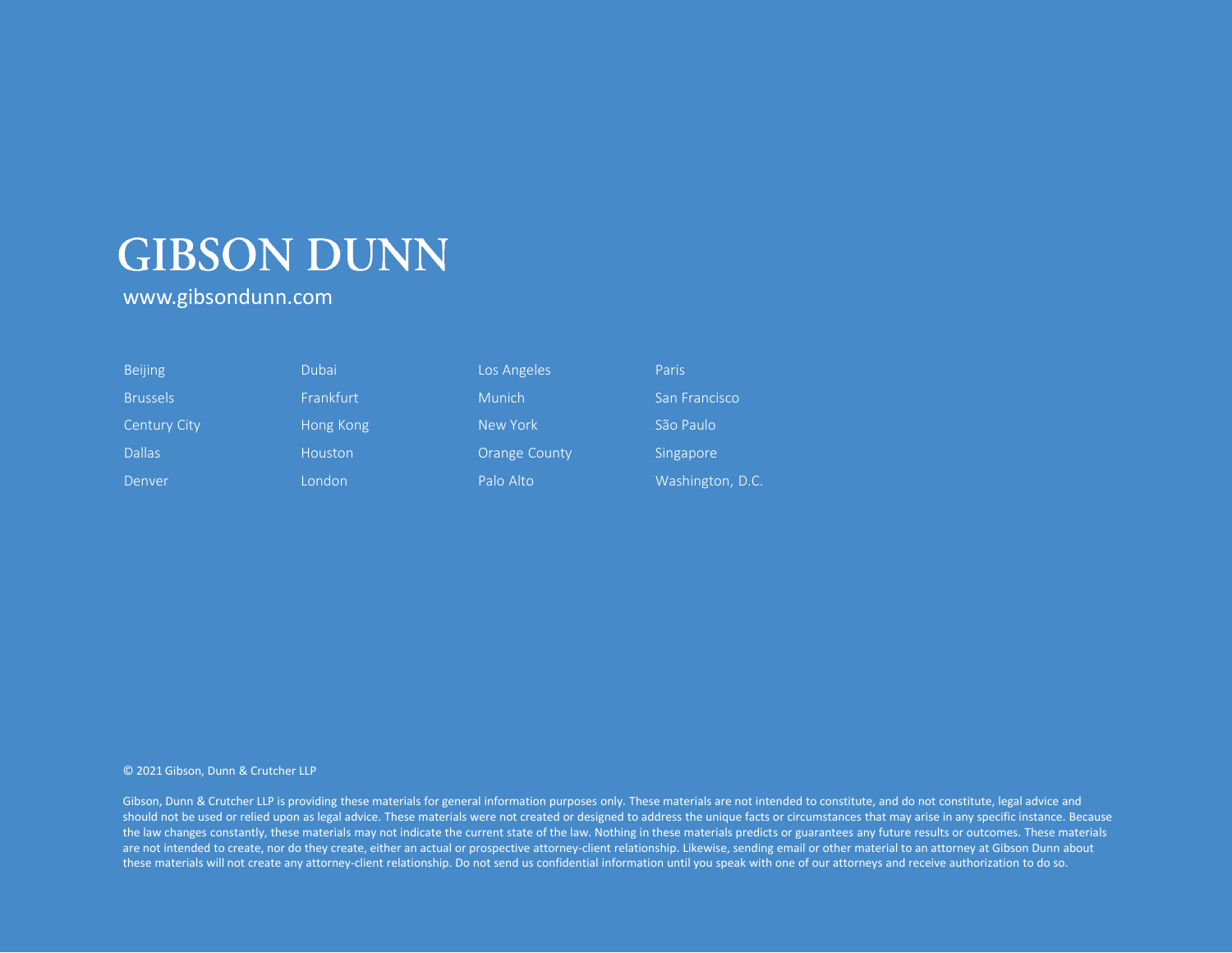# GIBSON DUNN

www.gibsondunn.com

Beijing
Brussels
Century City
Dallas
Denver
Dubai
Frankfurt
Hong Kong
Houston
London
Los Angeles
Munich
New York
Orange County
Palo Alto
Paris
San Francisco
São Paulo
Singapore
Washington, D.C.

© 2021 Gibson, Dunn & Crutcher LLP

Gibson, Dunn & Crutcher LLP is providing these materials for general information purposes only. These materials are not intended to constitute, and do not constitute, legal advice and should not be used or relied upon as legal advice. These materials were not created or designed to address the unique facts or circumstances that may arise in any specific instance. Because the law changes constantly, these materials may not indicate the current state of the law. Nothing in these materials predicts or guarantees any future results or outcomes. These materials are not intended to create, nor do they create, either an actual or prospective attorney-client relationship. Likewise, sending email or other material to an attorney at Gibson Dunn about these materials will not create any attorney-client relationship. Do not send us confidential information until you speak with one of our attorneys and receive authorization to do so.